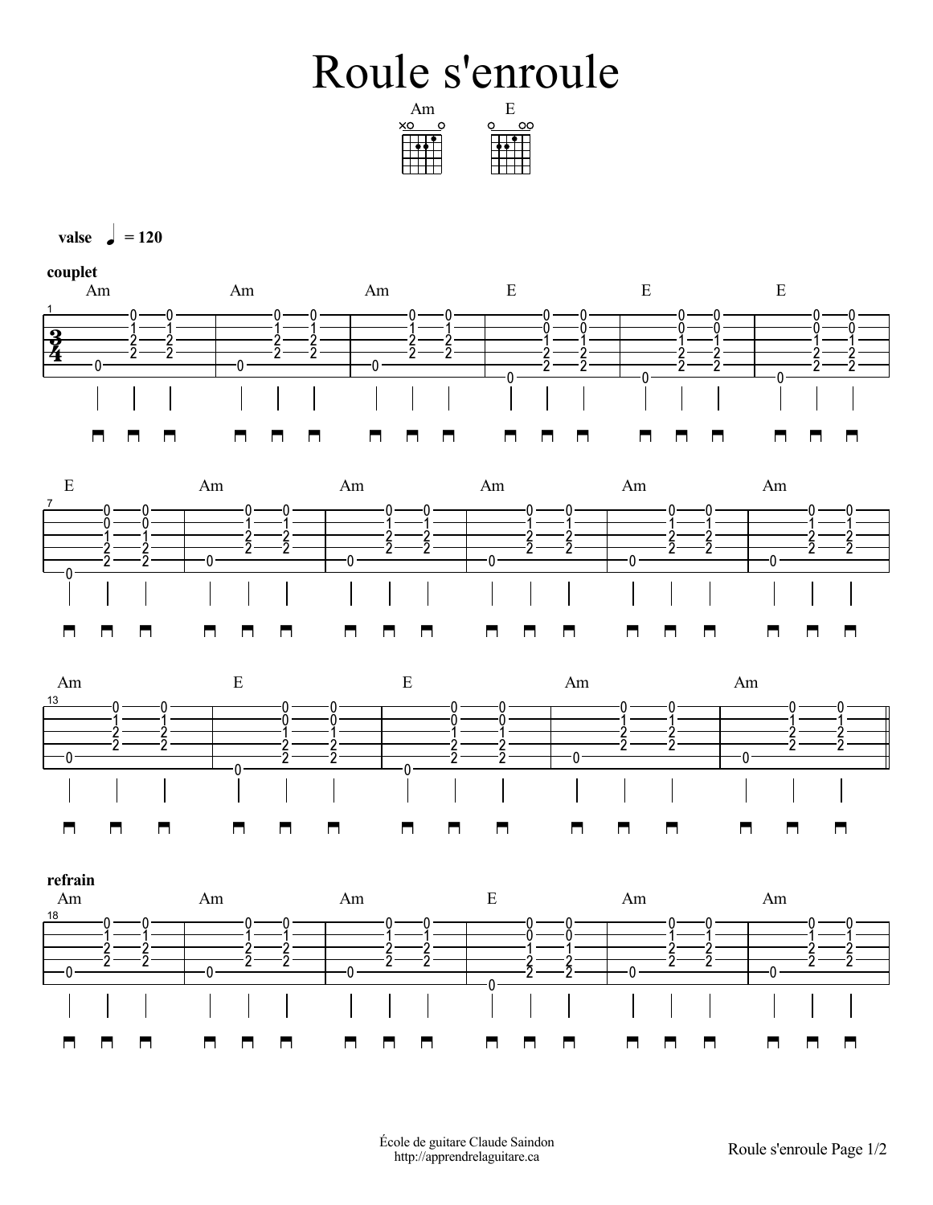# Roule s'enroule

Am E

valse ♩ = 120

**couplet**

Am Am Am E E E

E Am Am Am Am Am

Am E E Am Am

**refrain**

Am Am Am E Am Am

École de guitare Claude Saindon
http://apprendrelaguitare.ca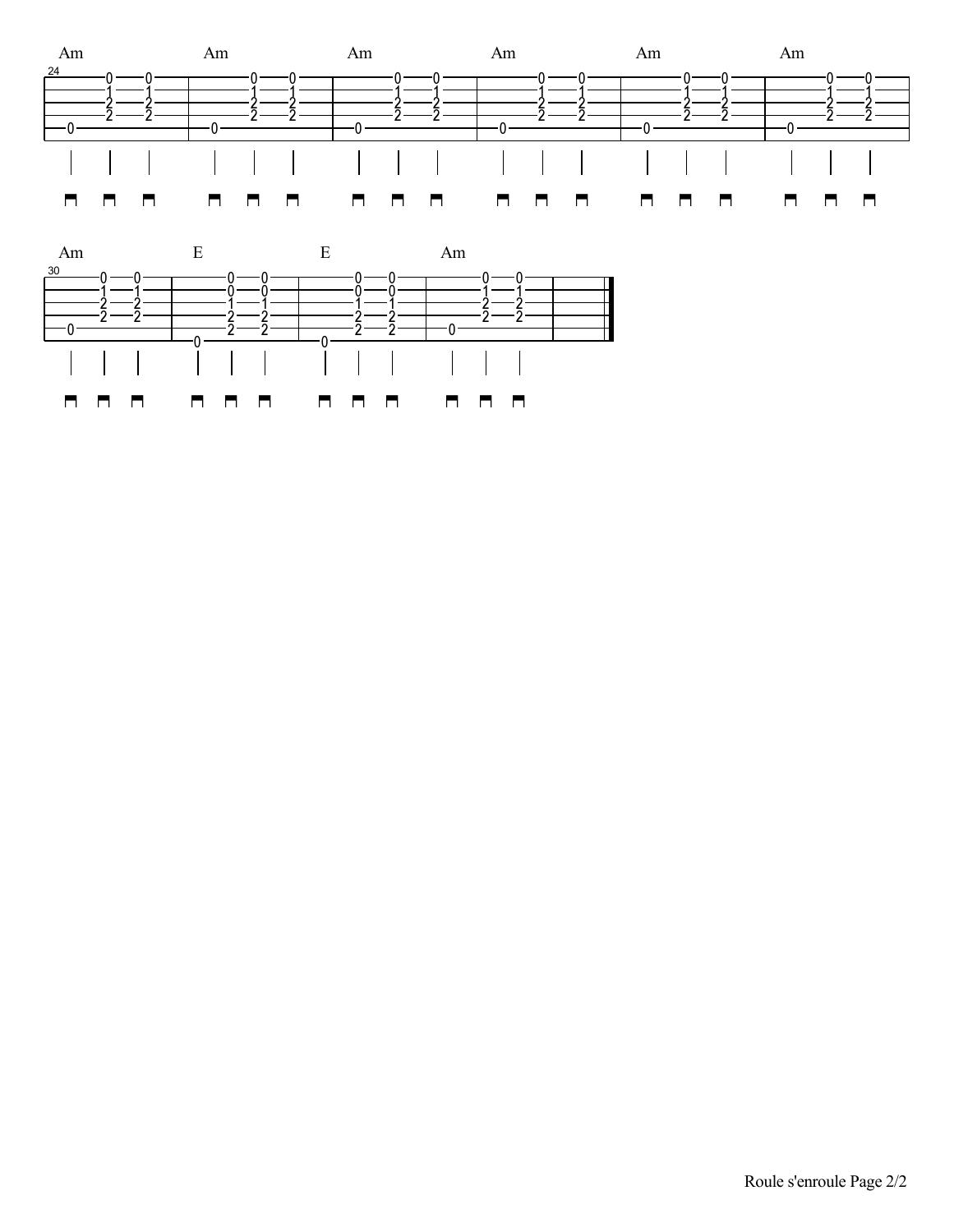Am Am Am Am Am Am

24

Am E E Am

30